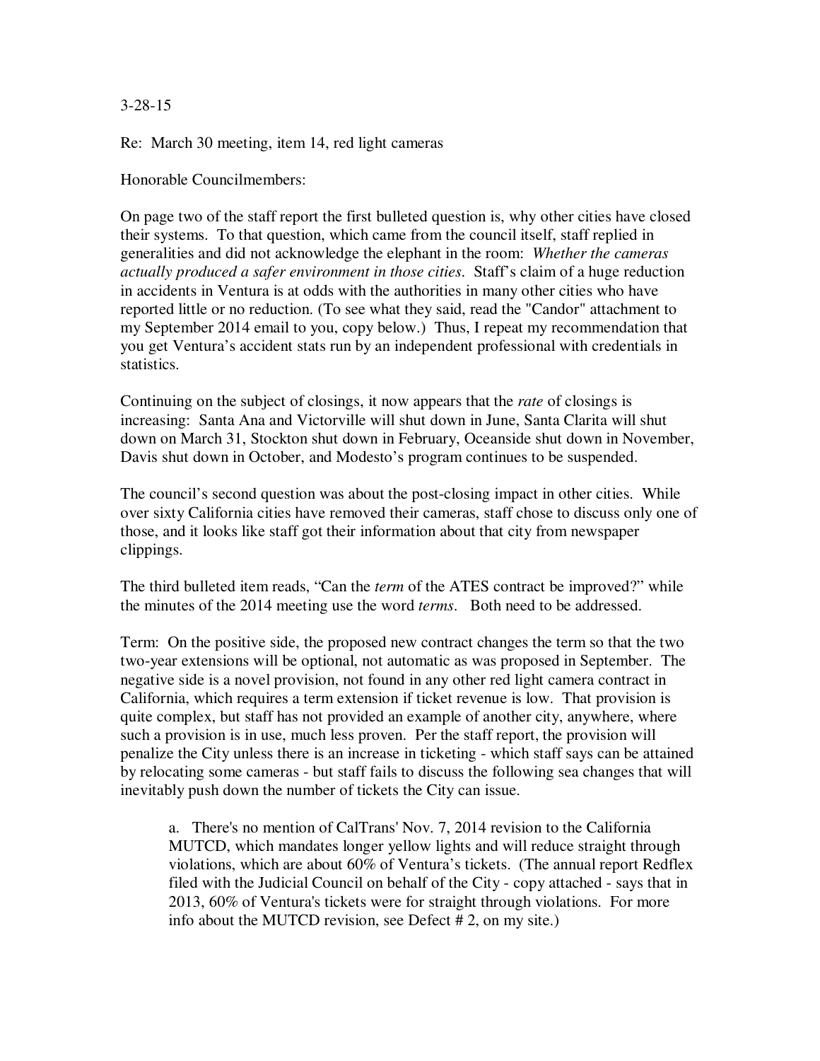3-28-15

Re: March 30 meeting, item 14, red light cameras

Honorable Councilmembers:

On page two of the staff report the first bulleted question is, why other cities have closed their systems. To that question, which came from the council itself, staff replied in generalities and did not acknowledge the elephant in the room: *Whether the cameras actually produced a safer environment in those cities*. Staff's claim of a huge reduction in accidents in Ventura is at odds with the authorities in many other cities who have reported little or no reduction. (To see what they said, read the "Candor" attachment to my September 2014 email to you, copy below.) Thus, I repeat my recommendation that you get Ventura's accident stats run by an independent professional with credentials in statistics.

Continuing on the subject of closings, it now appears that the *rate* of closings is increasing: Santa Ana and Victorville will shut down in June, Santa Clarita will shut down on March 31, Stockton shut down in February, Oceanside shut down in November, Davis shut down in October, and Modesto's program continues to be suspended.

The council's second question was about the post-closing impact in other cities. While over sixty California cities have removed their cameras, staff chose to discuss only one of those, and it looks like staff got their information about that city from newspaper clippings.

The third bulleted item reads, "Can the *term* of the ATES contract be improved?" while the minutes of the 2014 meeting use the word *terms*. Both need to be addressed.

Term: On the positive side, the proposed new contract changes the term so that the two two-year extensions will be optional, not automatic as was proposed in September. The negative side is a novel provision, not found in any other red light camera contract in California, which requires a term extension if ticket revenue is low. That provision is quite complex, but staff has not provided an example of another city, anywhere, where such a provision is in use, much less proven. Per the staff report, the provision will penalize the City unless there is an increase in ticketing - which staff says can be attained by relocating some cameras - but staff fails to discuss the following sea changes that will inevitably push down the number of tickets the City can issue.

> a. There's no mention of CalTrans' Nov. 7, 2014 revision to the California MUTCD, which mandates longer yellow lights and will reduce straight through violations, which are about 60% of Ventura's tickets. (The annual report Redflex filed with the Judicial Council on behalf of the City - copy attached - says that in 2013, 60% of Ventura's tickets were for straight through violations. For more info about the MUTCD revision, see Defect # 2, on my site.)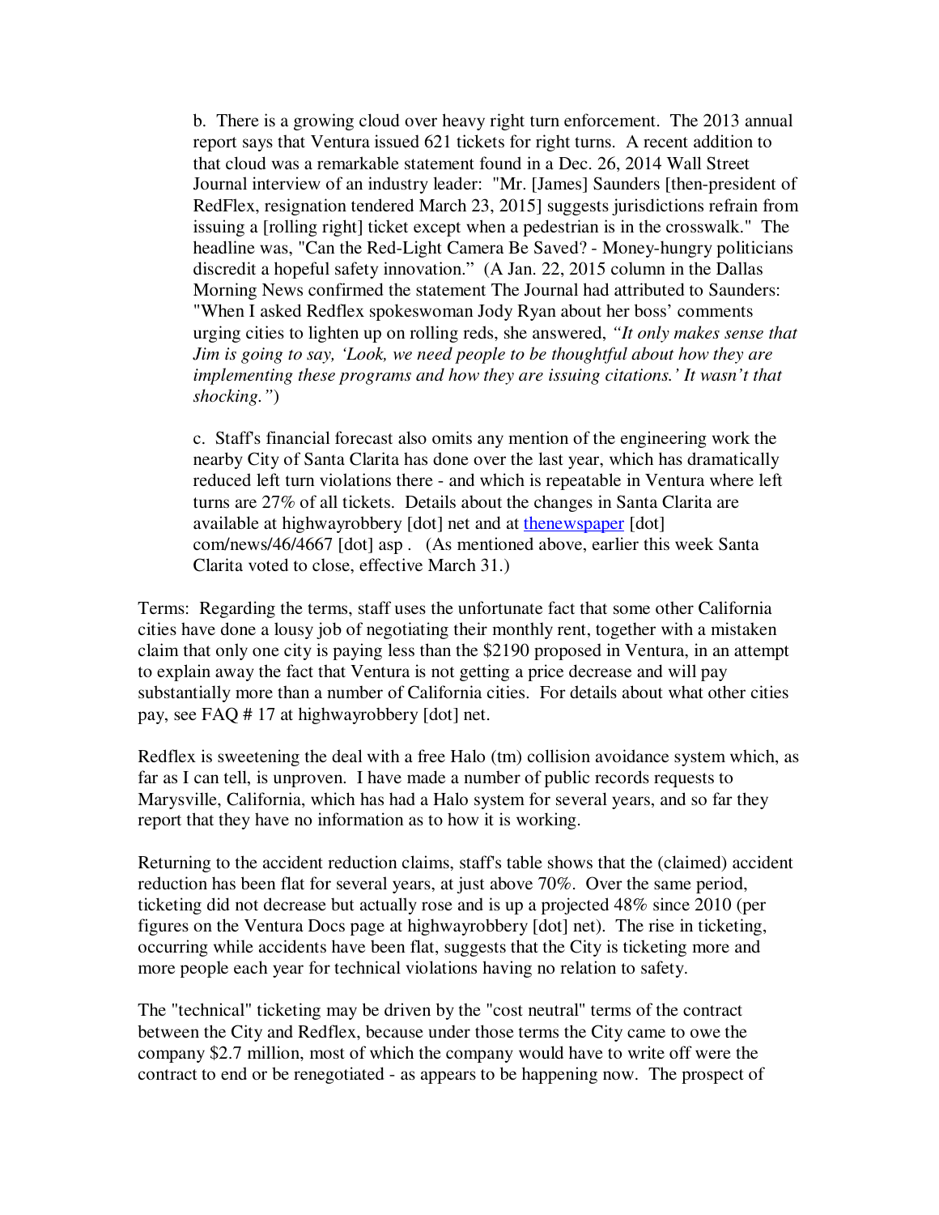b. There is a growing cloud over heavy right turn enforcement. The 2013 annual report says that Ventura issued 621 tickets for right turns. A recent addition to that cloud was a remarkable statement found in a Dec. 26, 2014 Wall Street Journal interview of an industry leader: "Mr. [James] Saunders [then-president of RedFlex, resignation tendered March 23, 2015] suggests jurisdictions refrain from issuing a [rolling right] ticket except when a pedestrian is in the crosswalk." The headline was, "Can the Red-Light Camera Be Saved? - Money-hungry politicians discredit a hopeful safety innovation." (A Jan. 22, 2015 column in the Dallas Morning News confirmed the statement The Journal had attributed to Saunders: "When I asked Redflex spokeswoman Jody Ryan about her boss' comments urging cities to lighten up on rolling reds, she answered, *"It only makes sense that Jim is going to say, 'Look, we need people to be thoughtful about how they are implementing these programs and how they are issuing citations.' It wasn't that shocking."*)

c. Staff's financial forecast also omits any mention of the engineering work the nearby City of Santa Clarita has done over the last year, which has dramatically reduced left turn violations there - and which is repeatable in Ventura where left turns are 27% of all tickets. Details about the changes in Santa Clarita are available at highwayrobbery [dot] net and at thenewspaper [dot] com/news/46/4667 [dot] asp . (As mentioned above, earlier this week Santa Clarita voted to close, effective March 31.)

Terms: Regarding the terms, staff uses the unfortunate fact that some other California cities have done a lousy job of negotiating their monthly rent, together with a mistaken claim that only one city is paying less than the $2190 proposed in Ventura, in an attempt to explain away the fact that Ventura is not getting a price decrease and will pay substantially more than a number of California cities. For details about what other cities pay, see FAQ # 17 at highwayrobbery [dot] net.

Redflex is sweetening the deal with a free Halo (tm) collision avoidance system which, as far as I can tell, is unproven. I have made a number of public records requests to Marysville, California, which has had a Halo system for several years, and so far they report that they have no information as to how it is working.

Returning to the accident reduction claims, staff's table shows that the (claimed) accident reduction has been flat for several years, at just above 70%. Over the same period, ticketing did not decrease but actually rose and is up a projected 48% since 2010 (per figures on the Ventura Docs page at highwayrobbery [dot] net). The rise in ticketing, occurring while accidents have been flat, suggests that the City is ticketing more and more people each year for technical violations having no relation to safety.

The "technical" ticketing may be driven by the "cost neutral" terms of the contract between the City and Redflex, because under those terms the City came to owe the company $2.7 million, most of which the company would have to write off were the contract to end or be renegotiated - as appears to be happening now. The prospect of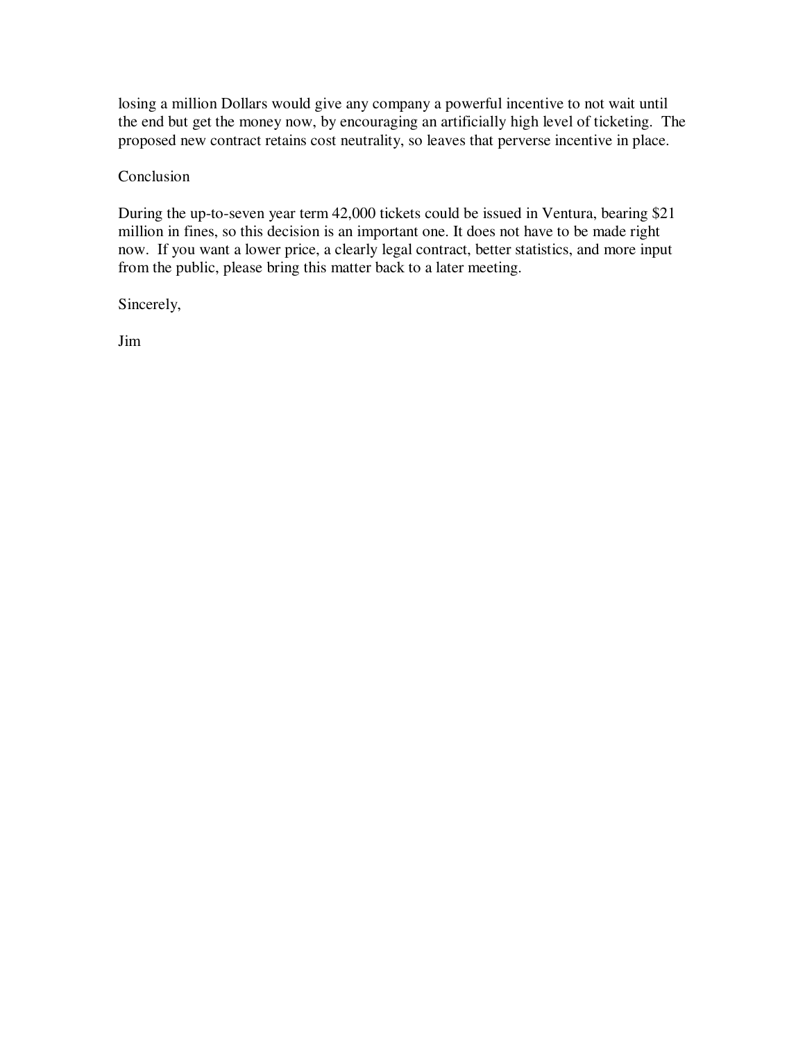losing a million Dollars would give any company a powerful incentive to not wait until the end but get the money now, by encouraging an artificially high level of ticketing. The proposed new contract retains cost neutrality, so leaves that perverse incentive in place.

## Conclusion

During the up-to-seven year term 42,000 tickets could be issued in Ventura, bearing $21 million in fines, so this decision is an important one. It does not have to be made right now. If you want a lower price, a clearly legal contract, better statistics, and more input from the public, please bring this matter back to a later meeting.

Sincerely,

Jim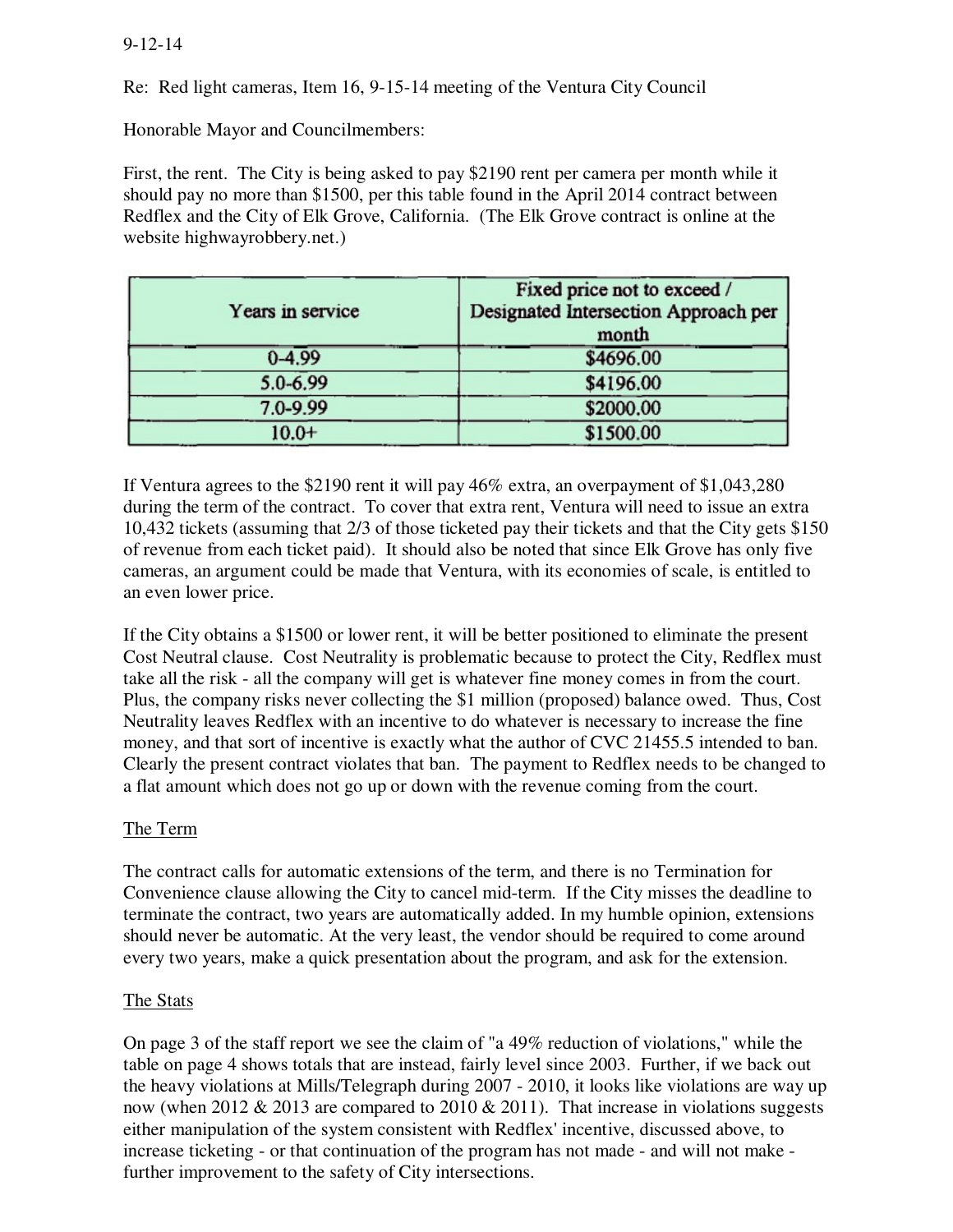9-12-14

Re: Red light cameras, Item 16, 9-15-14 meeting of the Ventura City Council

Honorable Mayor and Councilmembers:

First, the rent. The City is being asked to pay $2190 rent per camera per month while it should pay no more than $1500, per this table found in the April 2014 contract between Redflex and the City of Elk Grove, California. (The Elk Grove contract is online at the website highwayrobbery.net.)

| Years in service | Fixed price not to exceed / Designated Intersection Approach per month |
|---|---|
| 0-4.99 | $4696.00 |
| 5.0-6.99 | $4196.00 |
| 7.0-9.99 | $2000.00 |
| 10.0+ | $1500.00 |

If Ventura agrees to the $2190 rent it will pay 46% extra, an overpayment of $1,043,280 during the term of the contract. To cover that extra rent, Ventura will need to issue an extra 10,432 tickets (assuming that 2/3 of those ticketed pay their tickets and that the City gets $150 of revenue from each ticket paid). It should also be noted that since Elk Grove has only five cameras, an argument could be made that Ventura, with its economies of scale, is entitled to an even lower price.

If the City obtains a $1500 or lower rent, it will be better positioned to eliminate the present Cost Neutral clause. Cost Neutrality is problematic because to protect the City, Redflex must take all the risk - all the company will get is whatever fine money comes in from the court. Plus, the company risks never collecting the $1 million (proposed) balance owed. Thus, Cost Neutrality leaves Redflex with an incentive to do whatever is necessary to increase the fine money, and that sort of incentive is exactly what the author of CVC 21455.5 intended to ban. Clearly the present contract violates that ban. The payment to Redflex needs to be changed to a flat amount which does not go up or down with the revenue coming from the court.

## The Term

The contract calls for automatic extensions of the term, and there is no Termination for Convenience clause allowing the City to cancel mid-term. If the City misses the deadline to terminate the contract, two years are automatically added. In my humble opinion, extensions should never be automatic. At the very least, the vendor should be required to come around every two years, make a quick presentation about the program, and ask for the extension.

## The Stats

On page 3 of the staff report we see the claim of "a 49% reduction of violations," while the table on page 4 shows totals that are instead, fairly level since 2003. Further, if we back out the heavy violations at Mills/Telegraph during 2007 - 2010, it looks like violations are way up now (when 2012 & 2013 are compared to 2010 & 2011). That increase in violations suggests either manipulation of the system consistent with Redflex' incentive, discussed above, to increase ticketing - or that continuation of the program has not made - and will not make - further improvement to the safety of City intersections.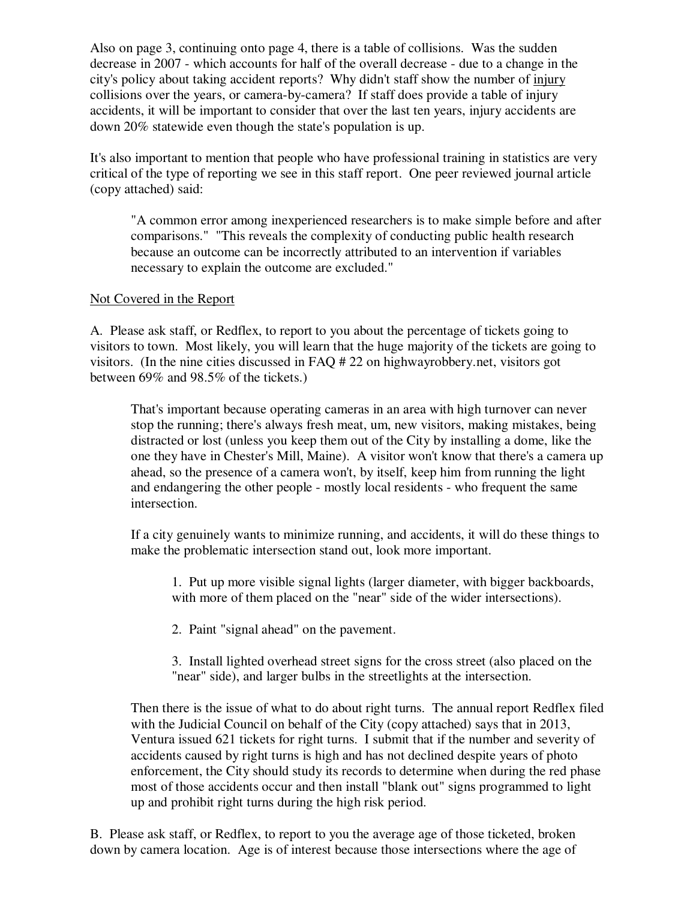Also on page 3, continuing onto page 4, there is a table of collisions. Was the sudden decrease in 2007 - which accounts for half of the overall decrease - due to a change in the city's policy about taking accident reports? Why didn't staff show the number of <u>injury</u> collisions over the years, or camera-by-camera? If staff does provide a table of injury accidents, it will be important to consider that over the last ten years, injury accidents are down 20% statewide even though the state's population is up.

It's also important to mention that people who have professional training in statistics are very critical of the type of reporting we see in this staff report. One peer reviewed journal article (copy attached) said:

> "A common error among inexperienced researchers is to make simple before and after comparisons." "This reveals the complexity of conducting public health research because an outcome can be incorrectly attributed to an intervention if variables necessary to explain the outcome are excluded."

<u>Not Covered in the Report</u>

A. Please ask staff, or Redflex, to report to you about the percentage of tickets going to visitors to town. Most likely, you will learn that the huge majority of the tickets are going to visitors. (In the nine cities discussed in FAQ # 22 on highwayrobbery.net, visitors got between 69% and 98.5% of the tickets.)

> That's important because operating cameras in an area with high turnover can never stop the running; there's always fresh meat, um, new visitors, making mistakes, being distracted or lost (unless you keep them out of the City by installing a dome, like the one they have in Chester's Mill, Maine). A visitor won't know that there's a camera up ahead, so the presence of a camera won't, by itself, keep him from running the light and endangering the other people - mostly local residents - who frequent the same intersection.
>
> If a city genuinely wants to minimize running, and accidents, it will do these things to make the problematic intersection stand out, look more important.
>
> 1. Put up more visible signal lights (larger diameter, with bigger backboards, with more of them placed on the "near" side of the wider intersections).
>
> 2. Paint "signal ahead" on the pavement.
>
> 3. Install lighted overhead street signs for the cross street (also placed on the "near" side), and larger bulbs in the streetlights at the intersection.
>
> Then there is the issue of what to do about right turns. The annual report Redflex filed with the Judicial Council on behalf of the City (copy attached) says that in 2013, Ventura issued 621 tickets for right turns. I submit that if the number and severity of accidents caused by right turns is high and has not declined despite years of photo enforcement, the City should study its records to determine when during the red phase most of those accidents occur and then install "blank out" signs programmed to light up and prohibit right turns during the high risk period.

B. Please ask staff, or Redflex, to report to you the average age of those ticketed, broken down by camera location. Age is of interest because those intersections where the age of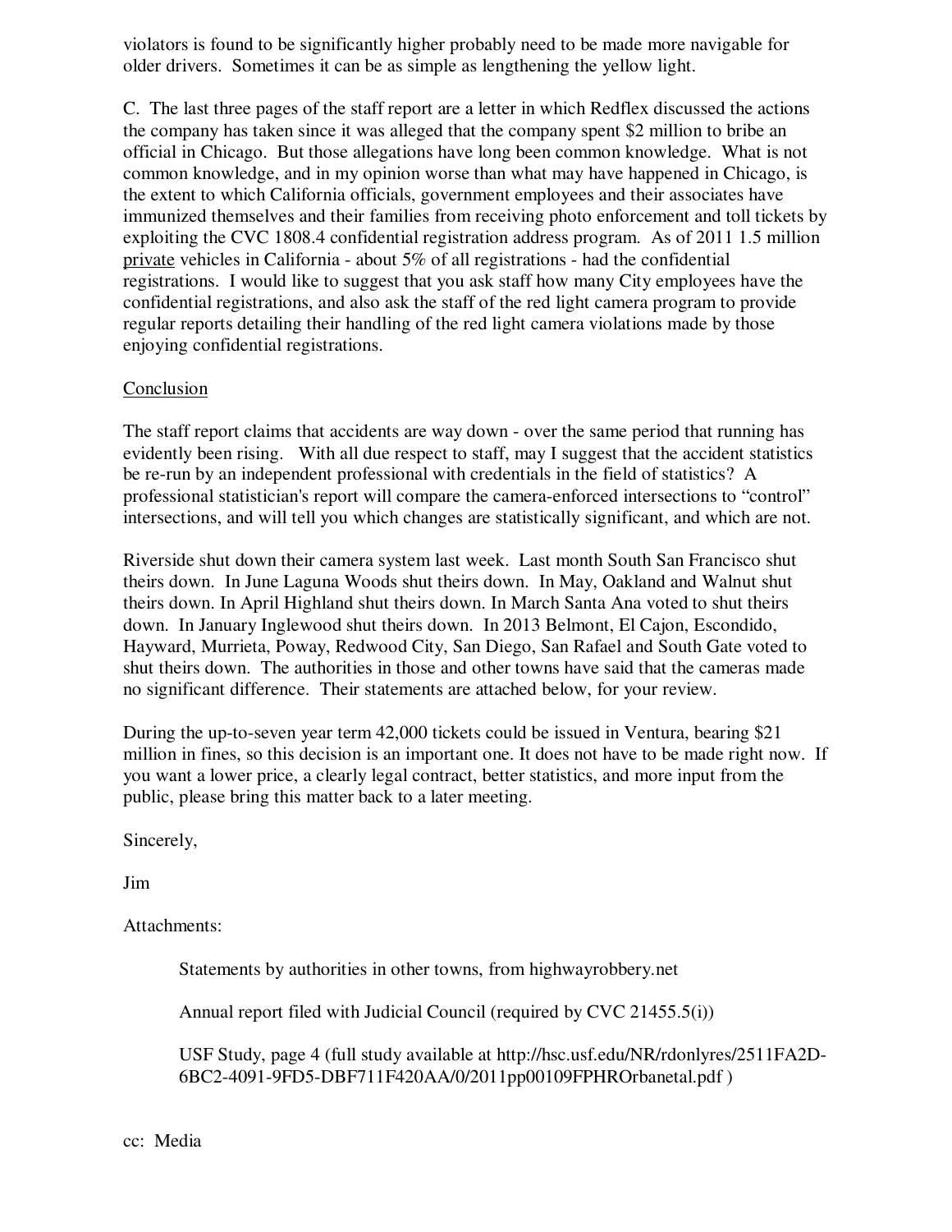violators is found to be significantly higher probably need to be made more navigable for older drivers. Sometimes it can be as simple as lengthening the yellow light.

C. The last three pages of the staff report are a letter in which Redflex discussed the actions the company has taken since it was alleged that the company spent $2 million to bribe an official in Chicago. But those allegations have long been common knowledge. What is not common knowledge, and in my opinion worse than what may have happened in Chicago, is the extent to which California officials, government employees and their associates have immunized themselves and their families from receiving photo enforcement and toll tickets by exploiting the CVC 1808.4 confidential registration address program. As of 2011 1.5 million <u>private</u> vehicles in California - about 5% of all registrations - had the confidential registrations. I would like to suggest that you ask staff how many City employees have the confidential registrations, and also ask the staff of the red light camera program to provide regular reports detailing their handling of the red light camera violations made by those enjoying confidential registrations.

<u>Conclusion</u>

The staff report claims that accidents are way down - over the same period that running has evidently been rising. With all due respect to staff, may I suggest that the accident statistics be re-run by an independent professional with credentials in the field of statistics? A professional statistician's report will compare the camera-enforced intersections to "control" intersections, and will tell you which changes are statistically significant, and which are not.

Riverside shut down their camera system last week. Last month South San Francisco shut theirs down. In June Laguna Woods shut theirs down. In May, Oakland and Walnut shut theirs down. In April Highland shut theirs down. In March Santa Ana voted to shut theirs down. In January Inglewood shut theirs down. In 2013 Belmont, El Cajon, Escondido, Hayward, Murrieta, Poway, Redwood City, San Diego, San Rafael and South Gate voted to shut theirs down. The authorities in those and other towns have said that the cameras made no significant difference. Their statements are attached below, for your review.

During the up-to-seven year term 42,000 tickets could be issued in Ventura, bearing $21 million in fines, so this decision is an important one. It does not have to be made right now. If you want a lower price, a clearly legal contract, better statistics, and more input from the public, please bring this matter back to a later meeting.

Sincerely,

Jim

Attachments:

> Statements by authorities in other towns, from highwayrobbery.net
>
> Annual report filed with Judicial Council (required by CVC 21455.5(i))
>
> USF Study, page 4 (full study available at http://hsc.usf.edu/NR/rdonlyres/2511FA2D-6BC2-4091-9FD5-DBF711F420AA/0/2011pp00109FPHROrbanetal.pdf )

cc: Media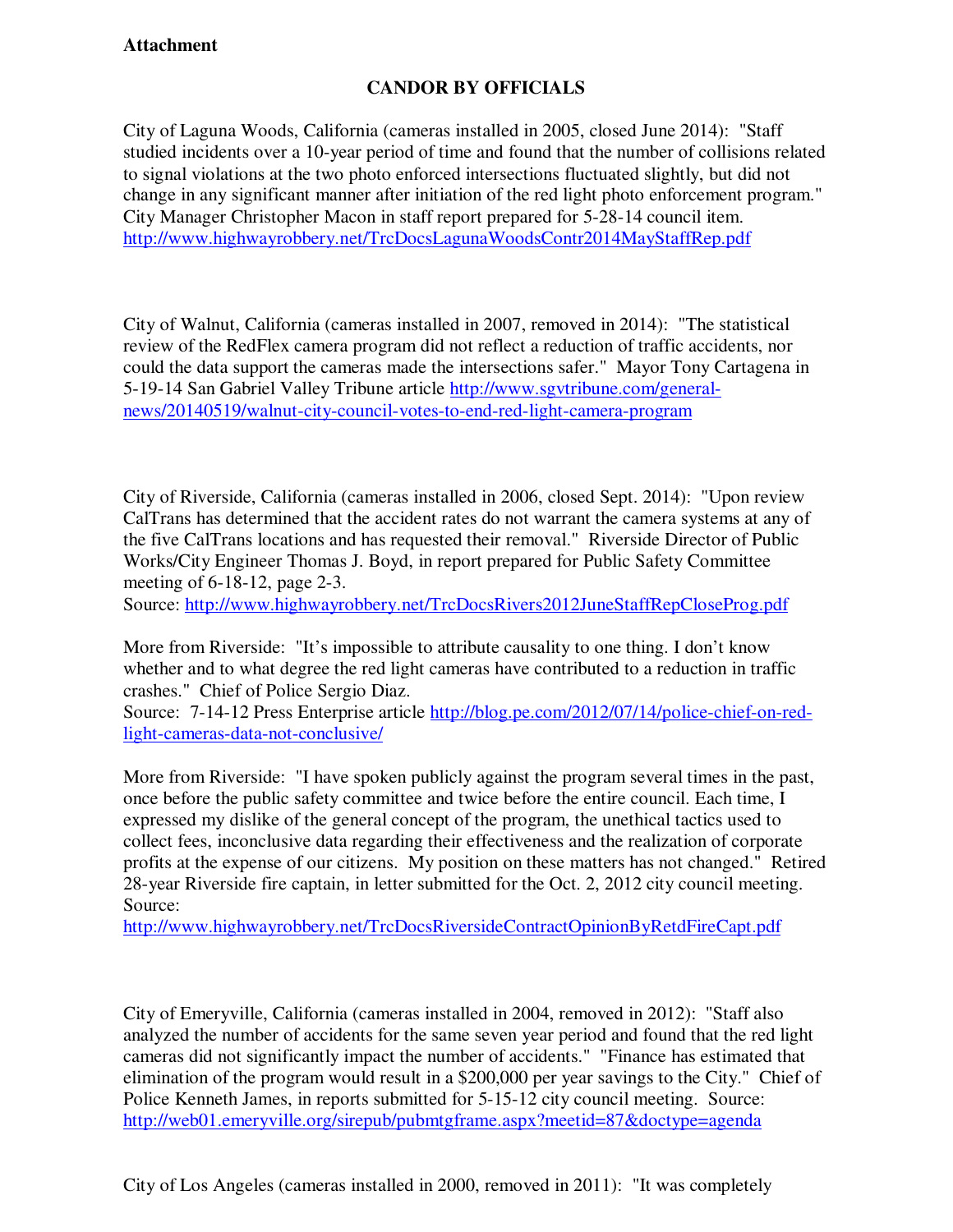**Attachment**

## CANDOR BY OFFICIALS

City of Laguna Woods, California (cameras installed in 2005, closed June 2014): "Staff studied incidents over a 10-year period of time and found that the number of collisions related to signal violations at the two photo enforced intersections fluctuated slightly, but did not change in any significant manner after initiation of the red light photo enforcement program." City Manager Christopher Macon in staff report prepared for 5-28-14 council item. http://www.highwayrobbery.net/TrcDocsLagunaWoodsContr2014MayStaffRep.pdf

City of Walnut, California (cameras installed in 2007, removed in 2014): "The statistical review of the RedFlex camera program did not reflect a reduction of traffic accidents, nor could the data support the cameras made the intersections safer." Mayor Tony Cartagena in 5-19-14 San Gabriel Valley Tribune article http://www.sgvtribune.com/general-news/20140519/walnut-city-council-votes-to-end-red-light-camera-program

City of Riverside, California (cameras installed in 2006, closed Sept. 2014): "Upon review CalTrans has determined that the accident rates do not warrant the camera systems at any of the five CalTrans locations and has requested their removal." Riverside Director of Public Works/City Engineer Thomas J. Boyd, in report prepared for Public Safety Committee meeting of 6-18-12, page 2-3.
Source: http://www.highwayrobbery.net/TrcDocsRivers2012JuneStaffRepCloseProg.pdf

More from Riverside: "It's impossible to attribute causality to one thing. I don't know whether and to what degree the red light cameras have contributed to a reduction in traffic crashes." Chief of Police Sergio Diaz.
Source: 7-14-12 Press Enterprise article http://blog.pe.com/2012/07/14/police-chief-on-red-light-cameras-data-not-conclusive/

More from Riverside: "I have spoken publicly against the program several times in the past, once before the public safety committee and twice before the entire council. Each time, I expressed my dislike of the general concept of the program, the unethical tactics used to collect fees, inconclusive data regarding their effectiveness and the realization of corporate profits at the expense of our citizens. My position on these matters has not changed." Retired 28-year Riverside fire captain, in letter submitted for the Oct. 2, 2012 city council meeting.
Source:
http://www.highwayrobbery.net/TrcDocsRiversideContractOpinionByRetdFireCapt.pdf

City of Emeryville, California (cameras installed in 2004, removed in 2012): "Staff also analyzed the number of accidents for the same seven year period and found that the red light cameras did not significantly impact the number of accidents." "Finance has estimated that elimination of the program would result in a $200,000 per year savings to the City." Chief of Police Kenneth James, in reports submitted for 5-15-12 city council meeting. Source: http://web01.emeryville.org/sirepub/pubmtgframe.aspx?meetid=87&doctype=agenda

City of Los Angeles (cameras installed in 2000, removed in 2011): "It was completely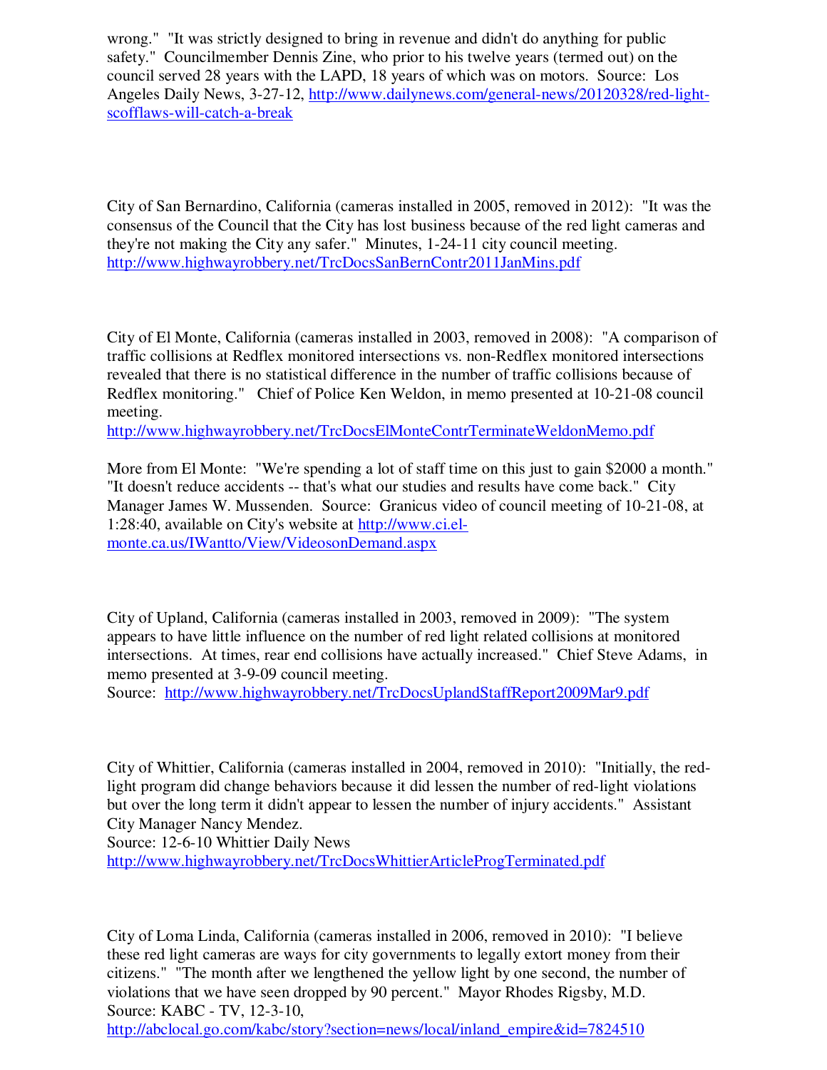wrong." "It was strictly designed to bring in revenue and didn't do anything for public safety." Councilmember Dennis Zine, who prior to his twelve years (termed out) on the council served 28 years with the LAPD, 18 years of which was on motors. Source: Los Angeles Daily News, 3-27-12, http://www.dailynews.com/general-news/20120328/red-light-scofflaws-will-catch-a-break

City of San Bernardino, California (cameras installed in 2005, removed in 2012): "It was the consensus of the Council that the City has lost business because of the red light cameras and they're not making the City any safer." Minutes, 1-24-11 city council meeting. http://www.highwayrobbery.net/TrcDocsSanBernContr2011JanMins.pdf

City of El Monte, California (cameras installed in 2003, removed in 2008): "A comparison of traffic collisions at Redflex monitored intersections vs. non-Redflex monitored intersections revealed that there is no statistical difference in the number of traffic collisions because of Redflex monitoring." Chief of Police Ken Weldon, in memo presented at 10-21-08 council meeting.
http://www.highwayrobbery.net/TrcDocsElMonteContrTerminateWeldonMemo.pdf

More from El Monte: "We're spending a lot of staff time on this just to gain $2000 a month." "It doesn't reduce accidents -- that's what our studies and results have come back." City Manager James W. Mussenden. Source: Granicus video of council meeting of 10-21-08, at 1:28:40, available on City's website at http://www.ci.el-monte.ca.us/IWantto/View/VideosonDemand.aspx

City of Upland, California (cameras installed in 2003, removed in 2009): "The system appears to have little influence on the number of red light related collisions at monitored intersections. At times, rear end collisions have actually increased." Chief Steve Adams, in memo presented at 3-9-09 council meeting.
Source: http://www.highwayrobbery.net/TrcDocsUplandStaffReport2009Mar9.pdf

City of Whittier, California (cameras installed in 2004, removed in 2010): "Initially, the red-light program did change behaviors because it did lessen the number of red-light violations but over the long term it didn't appear to lessen the number of injury accidents." Assistant City Manager Nancy Mendez.
Source: 12-6-10 Whittier Daily News
http://www.highwayrobbery.net/TrcDocsWhittierArticleProgTerminated.pdf

City of Loma Linda, California (cameras installed in 2006, removed in 2010): "I believe these red light cameras are ways for city governments to legally extort money from their citizens." "The month after we lengthened the yellow light by one second, the number of violations that we have seen dropped by 90 percent." Mayor Rhodes Rigsby, M.D.
Source: KABC - TV, 12-3-10,
http://abclocal.go.com/kabc/story?section=news/local/inland_empire&id=7824510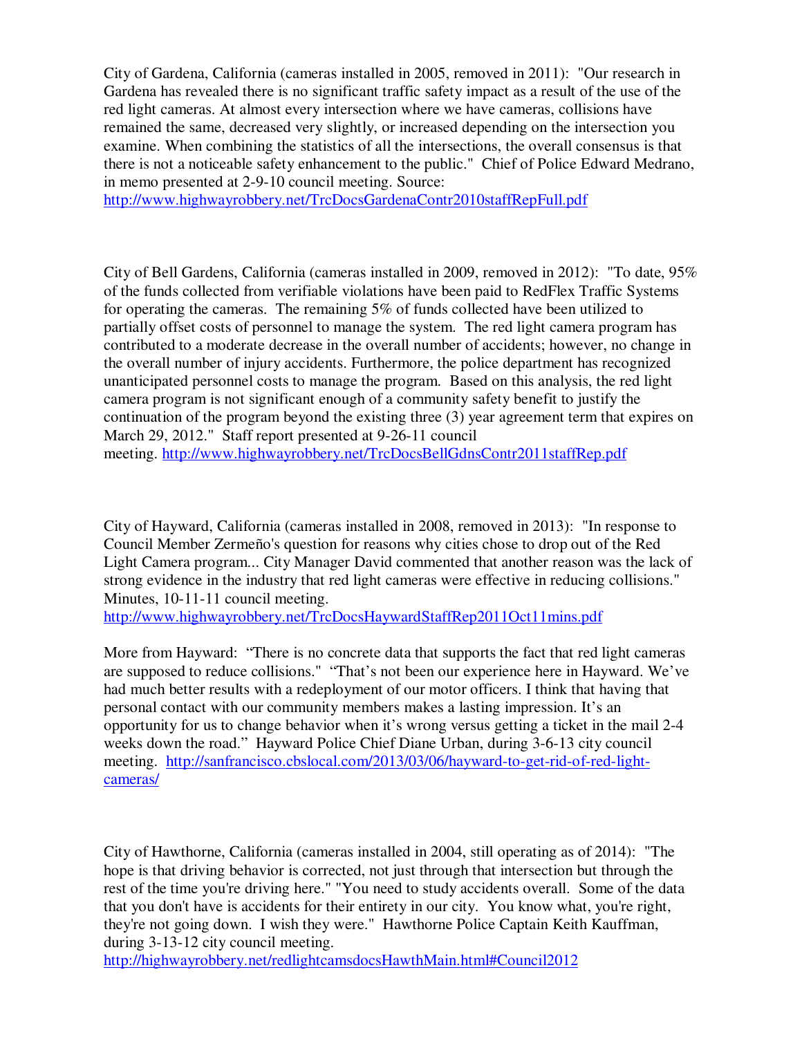City of Gardena, California (cameras installed in 2005, removed in 2011): "Our research in Gardena has revealed there is no significant traffic safety impact as a result of the use of the red light cameras. At almost every intersection where we have cameras, collisions have remained the same, decreased very slightly, or increased depending on the intersection you examine. When combining the statistics of all the intersections, the overall consensus is that there is not a noticeable safety enhancement to the public." Chief of Police Edward Medrano, in memo presented at 2-9-10 council meeting. Source: [http://www.highwayrobbery.net/TrcDocsGardenaContr2010staffRepFull.pdf](http://www.highwayrobbery.net/TrcDocsGardenaContr2010staffRepFull.pdf)

City of Bell Gardens, California (cameras installed in 2009, removed in 2012): "To date, 95% of the funds collected from verifiable violations have been paid to RedFlex Traffic Systems for operating the cameras. The remaining 5% of funds collected have been utilized to partially offset costs of personnel to manage the system. The red light camera program has contributed to a moderate decrease in the overall number of accidents; however, no change in the overall number of injury accidents. Furthermore, the police department has recognized unanticipated personnel costs to manage the program. Based on this analysis, the red light camera program is not significant enough of a community safety benefit to justify the continuation of the program beyond the existing three (3) year agreement term that expires on March 29, 2012." Staff report presented at 9-26-11 council meeting. [http://www.highwayrobbery.net/TrcDocsBellGdnsContr2011staffRep.pdf](http://www.highwayrobbery.net/TrcDocsBellGdnsContr2011staffRep.pdf)

City of Hayward, California (cameras installed in 2008, removed in 2013): "In response to Council Member Zermeño's question for reasons why cities chose to drop out of the Red Light Camera program... City Manager David commented that another reason was the lack of strong evidence in the industry that red light cameras were effective in reducing collisions." Minutes, 10-11-11 council meeting. [http://www.highwayrobbery.net/TrcDocsHaywardStaffRep2011Oct11mins.pdf](http://www.highwayrobbery.net/TrcDocsHaywardStaffRep2011Oct11mins.pdf)

More from Hayward: "There is no concrete data that supports the fact that red light cameras are supposed to reduce collisions." "That's not been our experience here in Hayward. We've had much better results with a redeployment of our motor officers. I think that having that personal contact with our community members makes a lasting impression. It's an opportunity for us to change behavior when it's wrong versus getting a ticket in the mail 2-4 weeks down the road." Hayward Police Chief Diane Urban, during 3-6-13 city council meeting. [http://sanfrancisco.cbslocal.com/2013/03/06/hayward-to-get-rid-of-red-light-cameras/](http://sanfrancisco.cbslocal.com/2013/03/06/hayward-to-get-rid-of-red-light-cameras/)

City of Hawthorne, California (cameras installed in 2004, still operating as of 2014): "The hope is that driving behavior is corrected, not just through that intersection but through the rest of the time you're driving here." "You need to study accidents overall. Some of the data that you don't have is accidents for their entirety in our city. You know what, you're right, they're not going down. I wish they were." Hawthorne Police Captain Keith Kauffman, during 3-13-12 city council meeting. [http://highwayrobbery.net/redlightcamsdocsHawthMain.html#Council2012](http://highwayrobbery.net/redlightcamsdocsHawthMain.html#Council2012)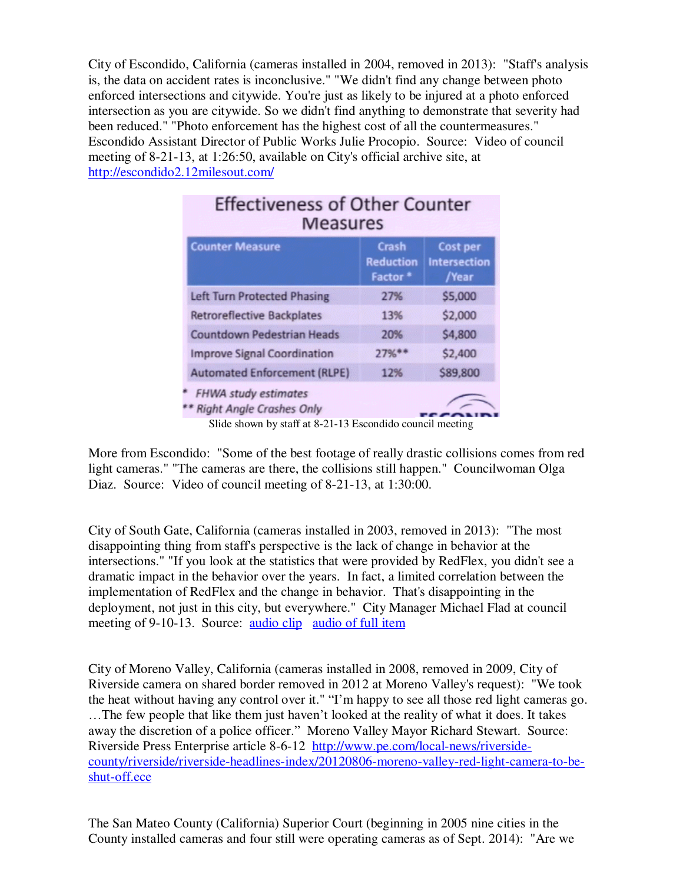City of Escondido, California (cameras installed in 2004, removed in 2013): "Staff's analysis is, the data on accident rates is inconclusive." "We didn't find any change between photo enforced intersections and citywide. You're just as likely to be injured at a photo enforced intersection as you are citywide. So we didn't find anything to demonstrate that severity had been reduced." "Photo enforcement has the highest cost of all the countermeasures." Escondido Assistant Director of Public Works Julie Procopio. Source: Video of council meeting of 8-21-13, at 1:26:50, available on City's official archive site, at http://escondido2.12milesout.com/

**Effectiveness of Other Counter Measures**

| Counter Measure | Crash Reduction Factor * | Cost per Intersection /Year |
|---|---|---|
| Left Turn Protected Phasing | 27% | $5,000 |
| Retroreflective Backplates | 13% | $2,000 |
| Countdown Pedestrian Heads | 20% | $4,800 |
| Improve Signal Coordination | 27%** | $2,400 |
| Automated Enforcement (RLPE) | 12% | $89,800 |

\* FHWA study estimates
\*\* Right Angle Crashes Only

Slide shown by staff at 8-21-13 Escondido council meeting

More from Escondido: "Some of the best footage of really drastic collisions comes from red light cameras." "The cameras are there, the collisions still happen." Councilwoman Olga Diaz. Source: Video of council meeting of 8-21-13, at 1:30:00.

City of South Gate, California (cameras installed in 2003, removed in 2013): "The most disappointing thing from staff's perspective is the lack of change in behavior at the intersections." "If you look at the statistics that were provided by RedFlex, you didn't see a dramatic impact in the behavior over the years. In fact, a limited correlation between the implementation of RedFlex and the change in behavior. That's disappointing in the deployment, not just in this city, but everywhere." City Manager Michael Flad at council meeting of 9-10-13. Source: audio clip audio of full item

City of Moreno Valley, California (cameras installed in 2008, removed in 2009, City of Riverside camera on shared border removed in 2012 at Moreno Valley's request): "We took the heat without having any control over it." "I'm happy to see all those red light cameras go. …The few people that like them just haven't looked at the reality of what it does. It takes away the discretion of a police officer." Moreno Valley Mayor Richard Stewart. Source: Riverside Press Enterprise article 8-6-12 http://www.pe.com/local-news/riverside-county/riverside/riverside-headlines-index/20120806-moreno-valley-red-light-camera-to-be-shut-off.ece

The San Mateo County (California) Superior Court (beginning in 2005 nine cities in the County installed cameras and four still were operating cameras as of Sept. 2014): "Are we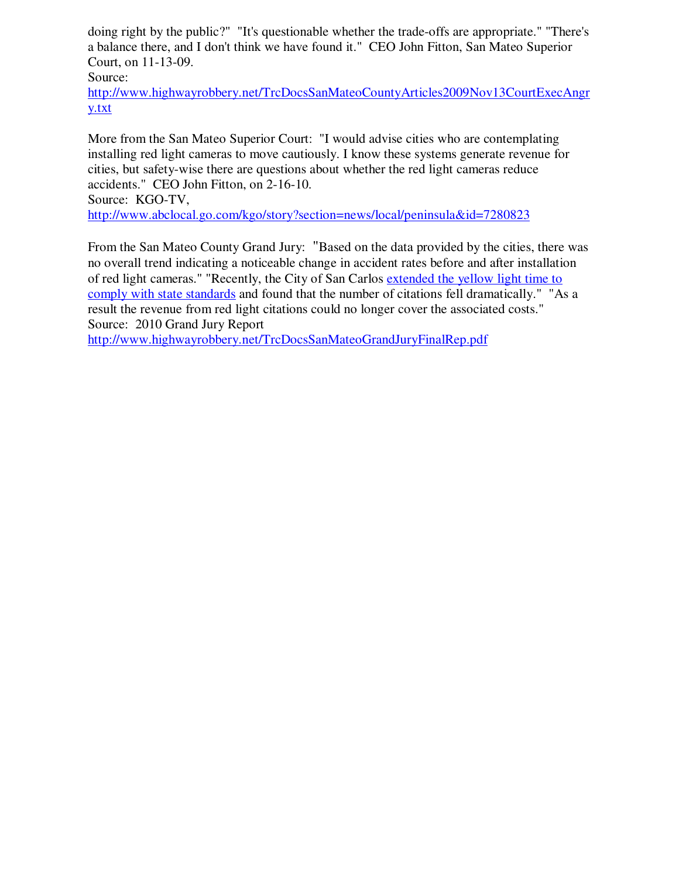doing right by the public?" "It's questionable whether the trade-offs are appropriate." "There's a balance there, and I don't think we have found it." CEO John Fitton, San Mateo Superior Court, on 11-13-09.
Source:
[http://www.highwayrobbery.net/TrcDocsSanMateoCountyArticles2009Nov13CourtExecAngry.txt](http://www.highwayrobbery.net/TrcDocsSanMateoCountyArticles2009Nov13CourtExecAngry.txt)

More from the San Mateo Superior Court: "I would advise cities who are contemplating installing red light cameras to move cautiously. I know these systems generate revenue for cities, but safety-wise there are questions about whether the red light cameras reduce accidents." CEO John Fitton, on 2-16-10.
Source: KGO-TV,
[http://www.abclocal.go.com/kgo/story?section=news/local/peninsula&id=7280823](http://www.abclocal.go.com/kgo/story?section=news/local/peninsula&id=7280823)

From the San Mateo County Grand Jury: "Based on the data provided by the cities, there was no overall trend indicating a noticeable change in accident rates before and after installation of red light cameras." "Recently, the City of San Carlos [extended the yellow light time to comply with state standards]() and found that the number of citations fell dramatically." "As a result the revenue from red light citations could no longer cover the associated costs."
Source: 2010 Grand Jury Report
[http://www.highwayrobbery.net/TrcDocsSanMateoGrandJuryFinalRep.pdf](http://www.highwayrobbery.net/TrcDocsSanMateoGrandJuryFinalRep.pdf)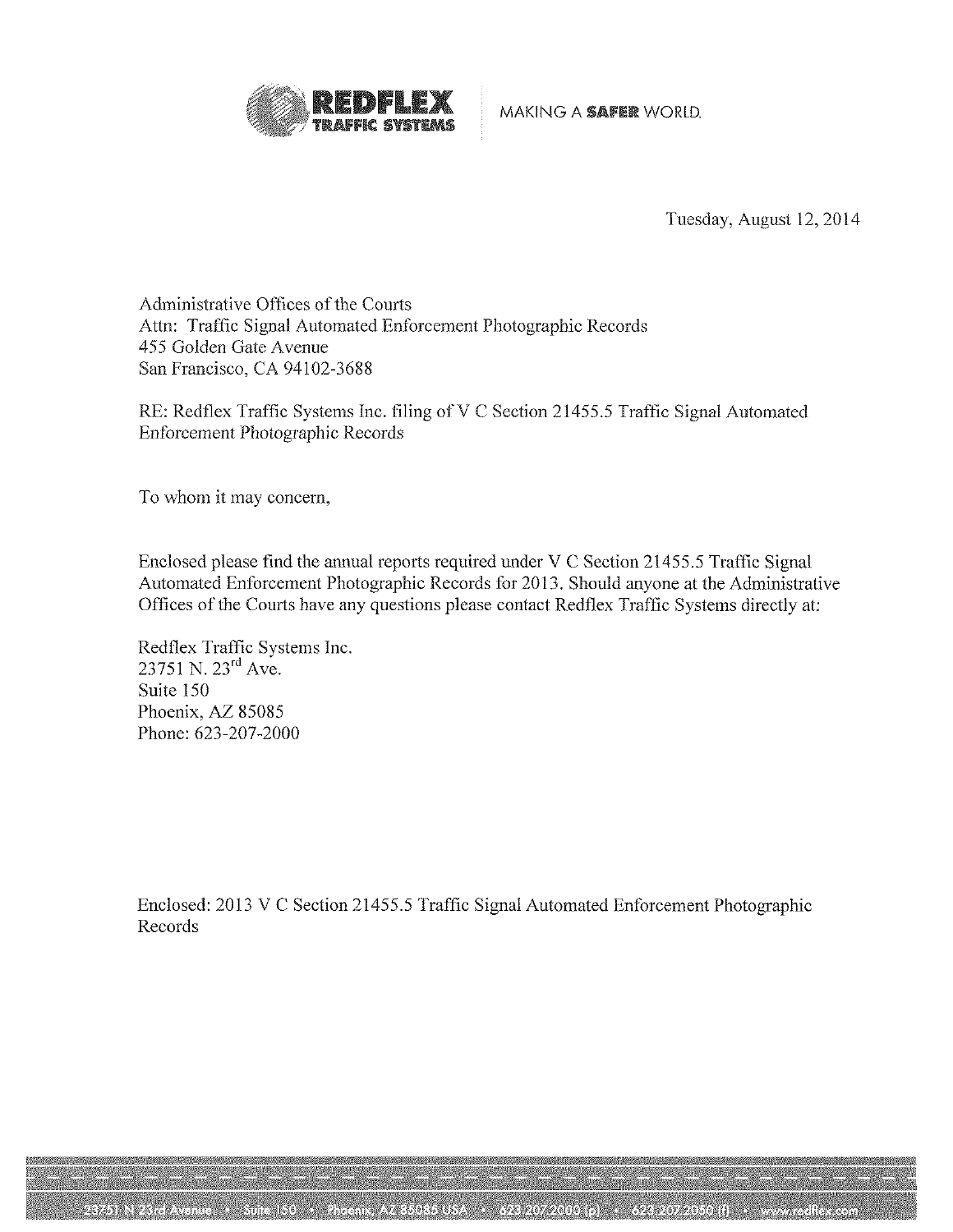REDFLEX TRAFFIC SYSTEMS | MAKING A SAFER WORLD.

Tuesday, August 12, 2014

Administrative Offices of the Courts
Attn: Traffic Signal Automated Enforcement Photographic Records
455 Golden Gate Avenue
San Francisco, CA 94102-3688

RE: Redflex Traffic Systems Inc. filing of V C Section 21455.5 Traffic Signal Automated Enforcement Photographic Records

To whom it may concern,

Enclosed please find the annual reports required under V C Section 21455.5 Traffic Signal Automated Enforcement Photographic Records for 2013. Should anyone at the Administrative Offices of the Courts have any questions please contact Redflex Traffic Systems directly at:

Redflex Traffic Systems Inc.
23751 N. 23rd Ave.
Suite 150
Phoenix, AZ 85085
Phone: 623-207-2000

Enclosed: 2013 V C Section 21455.5 Traffic Signal Automated Enforcement Photographic Records

23751 N 23rd Avenue • Suite 150 • Phoenix, AZ 85085 USA • 623 207 2000 (p) • 623 207 2050 (f) • www.redflex.com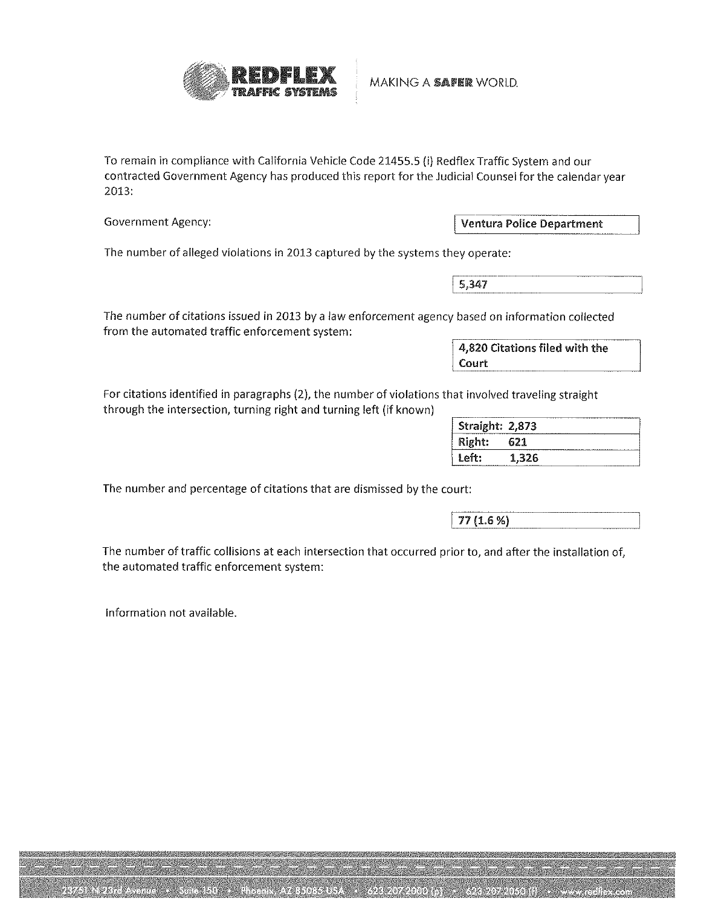REDFLEX TRAFFIC SYSTEMS | MAKING A SAFER WORLD.

To remain in compliance with California Vehicle Code 21455.5 (i) Redflex Traffic System and our contracted Government Agency has produced this report for the Judicial Counsel for the calendar year 2013:

Government Agency: **Ventura Police Department**

The number of alleged violations in 2013 captured by the systems they operate:

5,347

The number of citations issued in 2013 by a law enforcement agency based on information collected from the automated traffic enforcement system:

**4,820 Citations filed with the Court**

For citations identified in paragraphs (2), the number of violations that involved traveling straight through the intersection, turning right and turning left (if known)

| | |
|---|---|
| **Straight:** | **2,873** |
| **Right:** | **621** |
| **Left:** | **1,326** |

The number and percentage of citations that are dismissed by the court:

**77 (1.6 %)**

The number of traffic collisions at each intersection that occurred prior to, and after the installation of, the automated traffic enforcement system:

Information not available.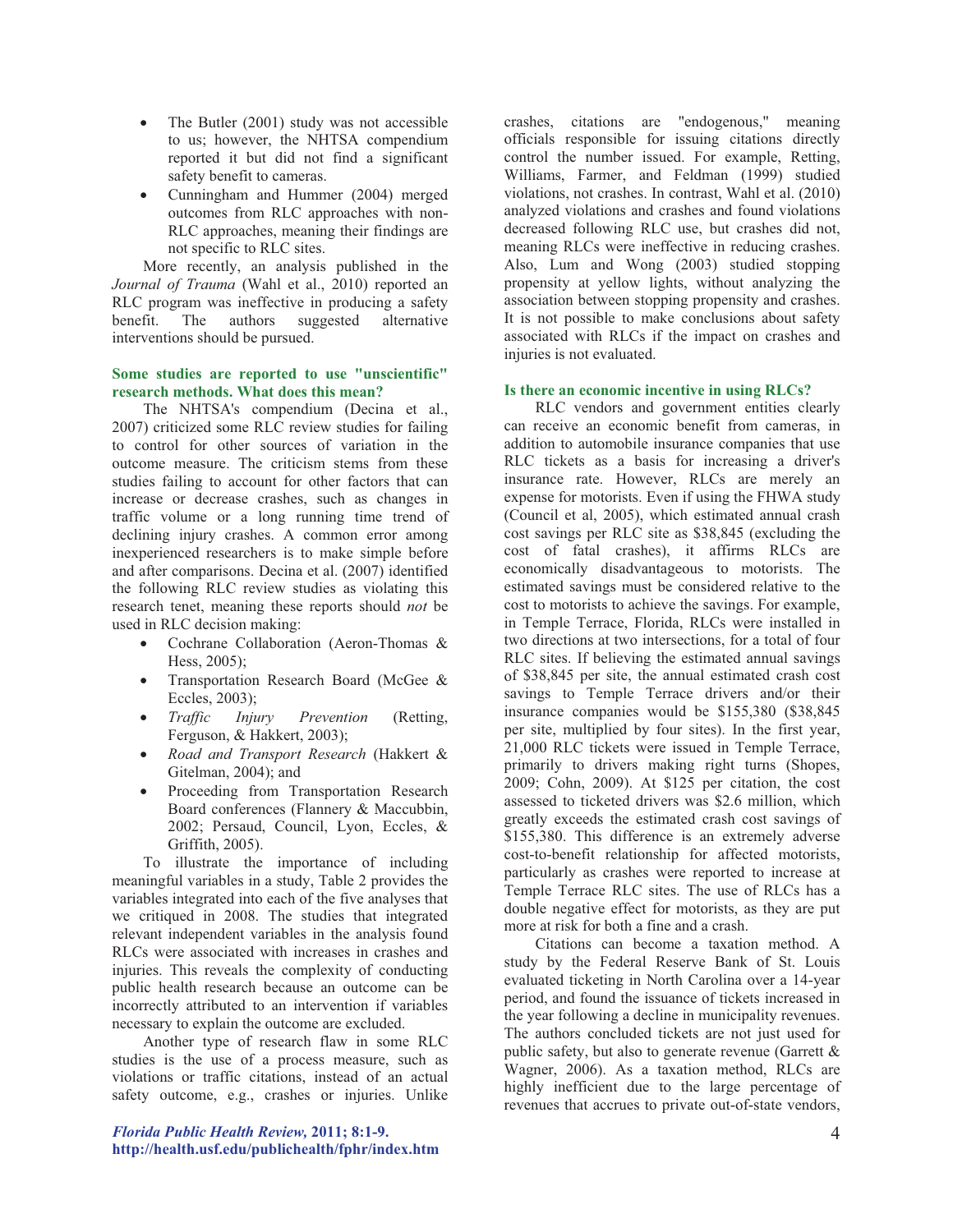- The Butler (2001) study was not accessible to us; however, the NHTSA compendium reported it but did not find a significant safety benefit to cameras.
- Cunningham and Hummer (2004) merged outcomes from RLC approaches with non-RLC approaches, meaning their findings are not specific to RLC sites.

More recently, an analysis published in the *Journal of Trauma* (Wahl et al., 2010) reported an RLC program was ineffective in producing a safety benefit. The authors suggested alternative interventions should be pursued.

### Some studies are reported to use "unscientific" research methods. What does this mean?

The NHTSA's compendium (Decina et al., 2007) criticized some RLC review studies for failing to control for other sources of variation in the outcome measure. The criticism stems from these studies failing to account for other factors that can increase or decrease crashes, such as changes in traffic volume or a long running time trend of declining injury crashes. A common error among inexperienced researchers is to make simple before and after comparisons. Decina et al. (2007) identified the following RLC review studies as violating this research tenet, meaning these reports should *not* be used in RLC decision making:

- Cochrane Collaboration (Aeron-Thomas & Hess, 2005);
- Transportation Research Board (McGee & Eccles, 2003);
- *Traffic Injury Prevention* (Retting, Ferguson, & Hakkert, 2003);
- *Road and Transport Research* (Hakkert & Gitelman, 2004); and
- Proceeding from Transportation Research Board conferences (Flannery & Maccubbin, 2002; Persaud, Council, Lyon, Eccles, & Griffith, 2005).

To illustrate the importance of including meaningful variables in a study, Table 2 provides the variables integrated into each of the five analyses that we critiqued in 2008. The studies that integrated relevant independent variables in the analysis found RLCs were associated with increases in crashes and injuries. This reveals the complexity of conducting public health research because an outcome can be incorrectly attributed to an intervention if variables necessary to explain the outcome are excluded.

Another type of research flaw in some RLC studies is the use of a process measure, such as violations or traffic citations, instead of an actual safety outcome, e.g., crashes or injuries. Unlike crashes, citations are "endogenous," meaning officials responsible for issuing citations directly control the number issued. For example, Retting, Williams, Farmer, and Feldman (1999) studied violations, not crashes. In contrast, Wahl et al. (2010) analyzed violations and crashes and found violations decreased following RLC use, but crashes did not, meaning RLCs were ineffective in reducing crashes. Also, Lum and Wong (2003) studied stopping propensity at yellow lights, without analyzing the association between stopping propensity and crashes. It is not possible to make conclusions about safety associated with RLCs if the impact on crashes and injuries is not evaluated.

### Is there an economic incentive in using RLCs?

RLC vendors and government entities clearly can receive an economic benefit from cameras, in addition to automobile insurance companies that use RLC tickets as a basis for increasing a driver's insurance rate. However, RLCs are merely an expense for motorists. Even if using the FHWA study (Council et al, 2005), which estimated annual crash cost savings per RLC site as $38,845 (excluding the cost of fatal crashes), it affirms RLCs are economically disadvantageous to motorists. The estimated savings must be considered relative to the cost to motorists to achieve the savings. For example, in Temple Terrace, Florida, RLCs were installed in two directions at two intersections, for a total of four RLC sites. If believing the estimated annual savings of $38,845 per site, the annual estimated crash cost savings to Temple Terrace drivers and/or their insurance companies would be $155,380 ($38,845 per site, multiplied by four sites). In the first year, 21,000 RLC tickets were issued in Temple Terrace, primarily to drivers making right turns (Shopes, 2009; Cohn, 2009). At $125 per citation, the cost assessed to ticketed drivers was $2.6 million, which greatly exceeds the estimated crash cost savings of $155,380. This difference is an extremely adverse cost-to-benefit relationship for affected motorists, particularly as crashes were reported to increase at Temple Terrace RLC sites. The use of RLCs has a double negative effect for motorists, as they are put more at risk for both a fine and a crash.

Citations can become a taxation method. A study by the Federal Reserve Bank of St. Louis evaluated ticketing in North Carolina over a 14-year period, and found the issuance of tickets increased in the year following a decline in municipality revenues. The authors concluded tickets are not just used for public safety, but also to generate revenue (Garrett & Wagner, 2006). As a taxation method, RLCs are highly inefficient due to the large percentage of revenues that accrues to private out-of-state vendors,